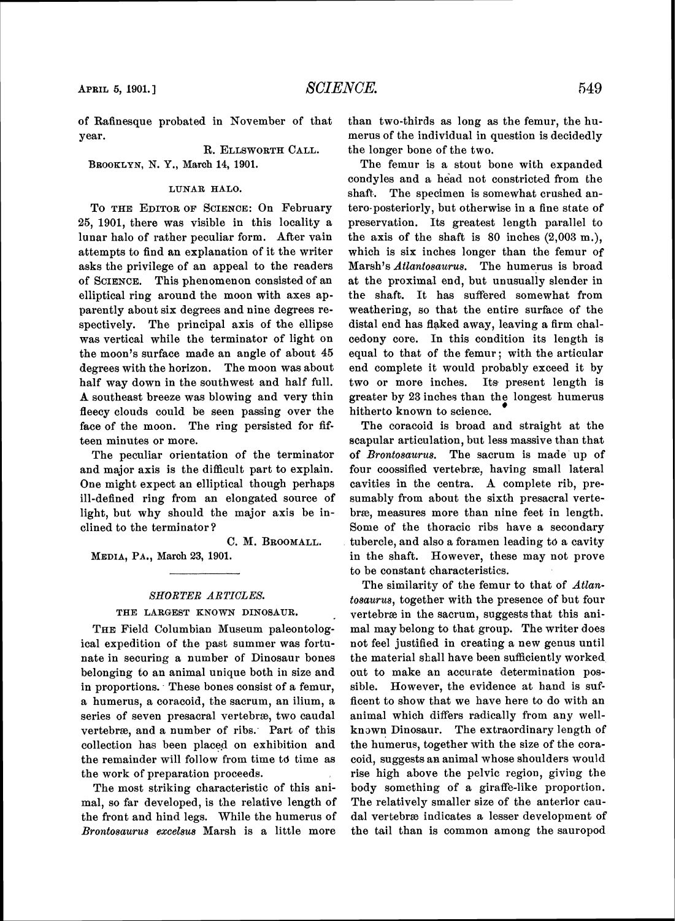of Rafinesque probated in November of that year.

R. ELLSWORTH CALL.

BROOKLYN, N. Y., March 14, 1901.

### LUNAR HALO.

TO THE EDITOR OF SCIENCE: On February 25, 1901, there was visible in this locality a lunar halo of rather peculiar form. After vain attempts to find an explanation of it the writer asks the privilege of an appeal to the readers of SCIENCE. This phenomenon consisted of an elliptical ring around the moon with axes apparently about six degrees and nine degrees respectively. The principal axis of the ellipse was vertical while the terminator of light on the moon's surface made an angle of about 45 degrees with the horizon. The moon was about half way down in the southwest and half full. A southeast breeze was blowing and very thin fleecy clouds could be seen passing over the face of the moon. The ring persisted for fifteen minutes or more.

The peculiar orientation of the terminator and major axis is the difficult part to explain. One might expect an elliptical though perhaps ill-defined ring from an elongated source of light, but why should the major axis be inclined to the terminator?

C. M. BROOMALL.

MEDIA, PA., March 23, 1901.

## *SHORTER ARTICLES.*

### THE LARGEST KNOWN DINOSAUR.

THE Field Columbian Museum paleontological expedition of the past summer was fortunate in securing a number of Dinosaur bones belonging to an animal unique both in size and in proportions. These bones consist of a femur, a humerus, a coracoid, the sacrum, an ilium, a series of seven presacral vertebræ, two caudal vertebræ, and a number of ribs. Part of this collection has been placed on exhibition and the remainder will follow from time to time as the work of preparation proceeds.

The most striking characteristic of this animal, so far developed, is the relative length of the front and hind legs. While the humerus of *Brontosaurus excelsus* Marsh is a little more than two-thirds as long as the femur, the humerus of the individual in question is decidedly the longer bone of the two.

The femur is a stout bone with expanded condyles and a head not constricted from the shaft. The specimen is somewhat crushed antero-posteriorly, but otherwise in a fine state of preservation. Its greatest length parallel to the axis of the shaft is 80 inches (2,003 m.), which is six inches longer than the femur of Marsh's *Atlantosaurus*. The humerus is broad at the proximal end, but unusually slender in the shaft. It has suffered somewhat from weathering, so that the entire surface of the distal end has flaked away, leaving a firm chalcedony core. In this condition its length is equal to that of the femur; with the articular end complete it would probably exceed it by two or more inches. Its present length is greater by 23 inches than the longest humerus hitherto known to science.

The coracoid is broad and straight at the scapular articulation, but less massive than that of *Brontosaurus*. The sacrum is made up of four coossified vertebræ, having small lateral cavities in the centra. A complete rib, presumably from about the sixth presacral vertebræ, measures more than nine feet in length. Some of the thoracic ribs have a secondary tubercle, and also a foramen leading to a cavity in the shaft. However, these may not prove to be constant characteristics.

The similarity of the femur to that of *Atlantosaurus*, together with the presence of but four vertebræ in the sacrum, suggests that this animal may belong to that group. The writer does not feel justified in creating a new genus until the material shall have been sufficiently worked out to make an accurate determination possible. However, the evidence at hand is sufficent to show that we have here to do with an animal which differs radically from any well-known Dinosaur. The extraordinary length of the humerus, together with the size of the coracoid, suggests an animal whose shoulders would rise high above the pelvic region, giving the body something of a giraffe-like proportion. The relatively smaller size of the anterior caudal vertebræ indicates a lesser development of the tail than is common among the sauropod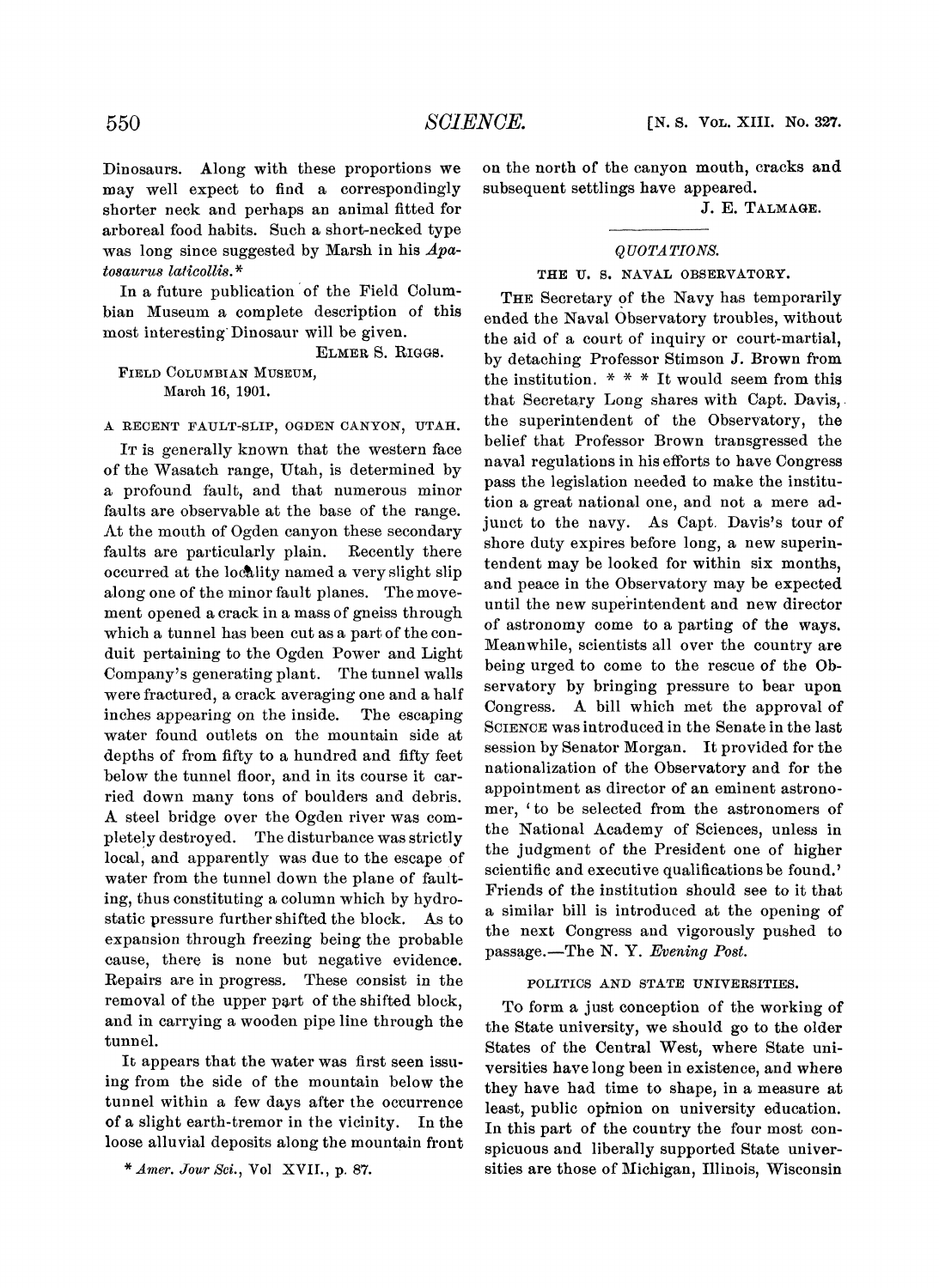Dinosaurs. Along with these proportions we may well expect to find a correspondingly shorter neck and perhaps an animal fitted for arboreal food habits. Such a short-necked type was long since suggested by Marsh in his *Apatosaurus laticollis*.*

In a future publication of the Field Columbian Museum a complete description of this most interesting Dinosaur will be given.

ELMER S. RIGGS.

FIELD COLUMBIAN MUSEUM,
March 16, 1901.

\* *Amer. Jour Sci.*, Vol XVII., p. 87.

### A RECENT FAULT-SLIP, OGDEN CANYON, UTAH.

IT is generally known that the western face of the Wasatch range, Utah, is determined by a profound fault, and that numerous minor faults are observable at the base of the range. At the mouth of Ogden canyon these secondary faults are particularly plain. Recently there occurred at the locality named a very slight slip along one of the minor fault planes. The movement opened a crack in a mass of gneiss through which a tunnel has been cut as a part of the conduit pertaining to the Ogden Power and Light Company's generating plant. The tunnel walls were fractured, a crack averaging one and a half inches appearing on the inside. The escaping water found outlets on the mountain side at depths of from fifty to a hundred and fifty feet below the tunnel floor, and in its course it carried down many tons of boulders and debris. A steel bridge over the Ogden river was completely destroyed. The disturbance was strictly local, and apparently was due to the escape of water from the tunnel down the plane of faulting, thus constituting a column which by hydrostatic pressure further shifted the block. As to expansion through freezing being the probable cause, there is none but negative evidence. Repairs are in progress. These consist in the removal of the upper part of the shifted block, and in carrying a wooden pipe line through the tunnel.

It appears that the water was first seen issuing from the side of the mountain below the tunnel within a few days after the occurrence of a slight earth-tremor in the vicinity. In the loose alluvial deposits along the mountain front on the north of the canyon mouth, cracks and subsequent settlings have appeared.

J. E. TALMAGE.

## *QUOTATIONS.*

### THE U. S. NAVAL OBSERVATORY.

THE Secretary of the Navy has temporarily ended the Naval Observatory troubles, without the aid of a court of inquiry or court-martial, by detaching Professor Stimson J. Brown from the institution. * * * It would seem from this that Secretary Long shares with Capt. Davis, the superintendent of the Observatory, the belief that Professor Brown transgressed the naval regulations in his efforts to have Congress pass the legislation needed to make the institution a great national one, and not a mere adjunct to the navy. As Capt. Davis's tour of shore duty expires before long, a new superintendent may be looked for within six months, and peace in the Observatory may be expected until the new superintendent and new director of astronomy come to a parting of the ways. Meanwhile, scientists all over the country are being urged to come to the rescue of the Observatory by bringing pressure to bear upon Congress. A bill which met the approval of SCIENCE was introduced in the Senate in the last session by Senator Morgan. It provided for the nationalization of the Observatory and for the appointment as director of an eminent astronomer, 'to be selected from the astronomers of the National Academy of Sciences, unless in the judgment of the President one of higher scientific and executive qualifications be found.' Friends of the institution should see to it that a similar bill is introduced at the opening of the next Congress and vigorously pushed to passage.—The N. Y. *Evening Post.*

### POLITICS AND STATE UNIVERSITIES.

To form a just conception of the working of the State university, we should go to the older States of the Central West, where State universities have long been in existence, and where they have had time to shape, in a measure at least, public opinion on university education. In this part of the country the four most conspicuous and liberally supported State universities are those of Michigan, Illinois, Wisconsin